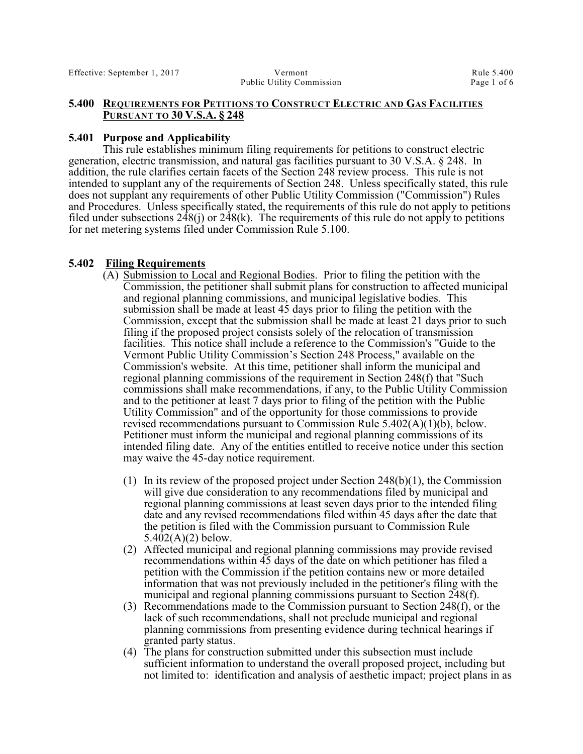## 5.400 REQUIREMENTS FOR PETITIONS TO CONSTRUCT ELECTRIC AND GAS FACILITIES PURSUANT TO 30 V.S.A. § 248

### 5.401 Purpose and Applicability

This rule establishes minimum filing requirements for petitions to construct electric generation, electric transmission, and natural gas facilities pursuant to 30 V.S.A. § 248. In addition, the rule clarifies certain facets of the Section 248 review process. This rule is not intended to supplant any of the requirements of Section 248. Unless specifically stated, this rule does not supplant any requirements of other Public Utility Commission ("Commission") Rules and Procedures. Unless specifically stated, the requirements of this rule do not apply to petitions filed under subsections 248(j) or 248(k). The requirements of this rule do not apply to petitions for net metering systems filed under Commission Rule 5.100.

### 5.402 Filing Requirements

(A) Submission to Local and Regional Bodies. Prior to filing the petition with the Commission, the petitioner shall submit plans for construction to affected municipal and regional planning commissions, and municipal legislative bodies. This submission shall be made at least 45 days prior to filing the petition with the Commission, except that the submission shall be made at least 21 days prior to such filing if the proposed project consists solely of the relocation of transmission facilities. This notice shall include a reference to the Commission's "Guide to the Vermont Public Utility Commission's Section 248 Process," available on the Commission's website. At this time, petitioner shall inform the municipal and regional planning commissions of the requirement in Section 248(f) that "Such commissions shall make recommendations, if any, to the Public Utility Commission and to the petitioner at least 7 days prior to filing of the petition with the Public Utility Commission" and of the opportunity for those commissions to provide revised recommendations pursuant to Commission Rule 5.402(A)(1)(b), below. Petitioner must inform the municipal and regional planning commissions of its intended filing date. Any of the entities entitled to receive notice under this section may waive the 45-day notice requirement.

(1) In its review of the proposed project under Section 248(b)(1), the Commission will give due consideration to any recommendations filed by municipal and regional planning commissions at least seven days prior to the intended filing date and any revised recommendations filed within 45 days after the date that the petition is filed with the Commission pursuant to Commission Rule 5.402(A)(2) below.

(2) Affected municipal and regional planning commissions may provide revised recommendations within 45 days of the date on which petitioner has filed a petition with the Commission if the petition contains new or more detailed information that was not previously included in the petitioner's filing with the municipal and regional planning commissions pursuant to Section 248(f).

(3) Recommendations made to the Commission pursuant to Section 248(f), or the lack of such recommendations, shall not preclude municipal and regional planning commissions from presenting evidence during technical hearings if granted party status.

(4) The plans for construction submitted under this subsection must include sufficient information to understand the overall proposed project, including but not limited to: identification and analysis of aesthetic impact; project plans in as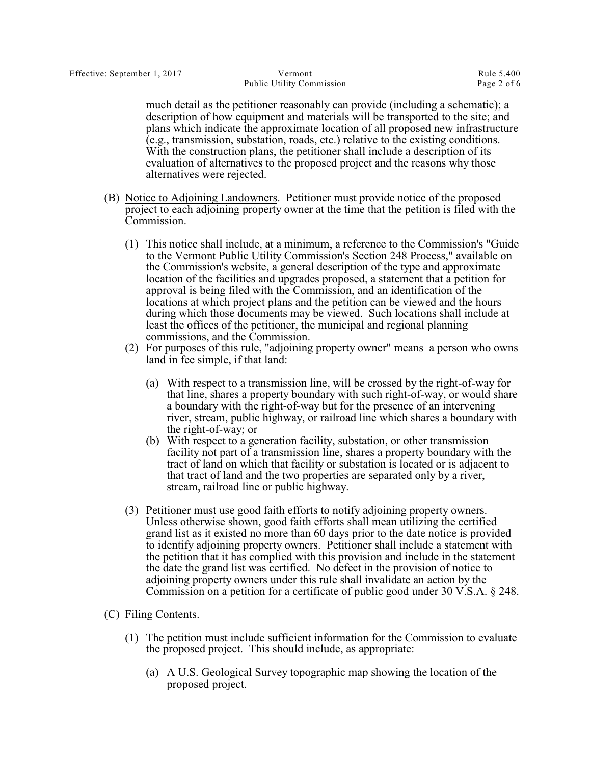much detail as the petitioner reasonably can provide (including a schematic); a description of how equipment and materials will be transported to the site; and plans which indicate the approximate location of all proposed new infrastructure (e.g., transmission, substation, roads, etc.) relative to the existing conditions. With the construction plans, the petitioner shall include a description of its evaluation of alternatives to the proposed project and the reasons why those alternatives were rejected.

(B) Notice to Adjoining Landowners. Petitioner must provide notice of the proposed project to each adjoining property owner at the time that the petition is filed with the Commission.

(1) This notice shall include, at a minimum, a reference to the Commission's "Guide to the Vermont Public Utility Commission's Section 248 Process," available on the Commission's website, a general description of the type and approximate location of the facilities and upgrades proposed, a statement that a petition for approval is being filed with the Commission, and an identification of the locations at which project plans and the petition can be viewed and the hours during which those documents may be viewed. Such locations shall include at least the offices of the petitioner, the municipal and regional planning commissions, and the Commission.

(2) For purposes of this rule, "adjoining property owner" means a person who owns land in fee simple, if that land:

(a) With respect to a transmission line, will be crossed by the right-of-way for that line, shares a property boundary with such right-of-way, or would share a boundary with the right-of-way but for the presence of an intervening river, stream, public highway, or railroad line which shares a boundary with the right-of-way; or

(b) With respect to a generation facility, substation, or other transmission facility not part of a transmission line, shares a property boundary with the tract of land on which that facility or substation is located or is adjacent to that tract of land and the two properties are separated only by a river, stream, railroad line or public highway.

(3) Petitioner must use good faith efforts to notify adjoining property owners. Unless otherwise shown, good faith efforts shall mean utilizing the certified grand list as it existed no more than 60 days prior to the date notice is provided to identify adjoining property owners. Petitioner shall include a statement with the petition that it has complied with this provision and include in the statement the date the grand list was certified. No defect in the provision of notice to adjoining property owners under this rule shall invalidate an action by the Commission on a petition for a certificate of public good under 30 V.S.A. § 248.

(C) Filing Contents.

(1) The petition must include sufficient information for the Commission to evaluate the proposed project. This should include, as appropriate:

(a) A U.S. Geological Survey topographic map showing the location of the proposed project.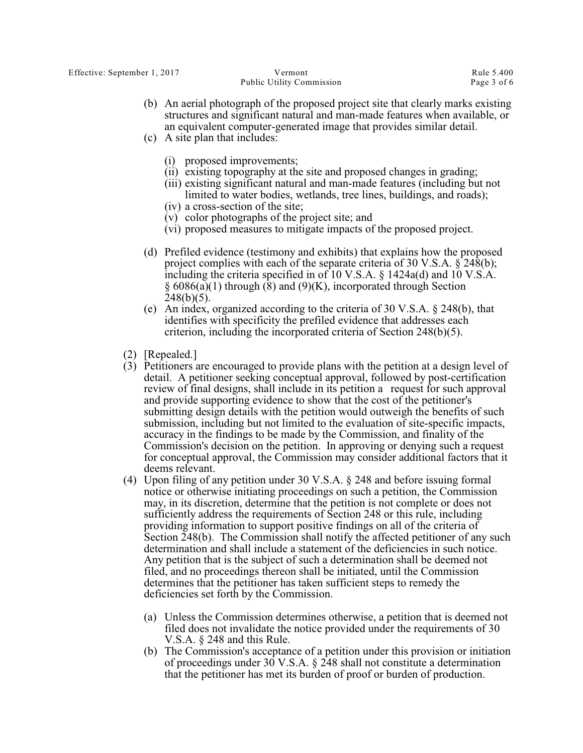(b) An aerial photograph of the proposed project site that clearly marks existing structures and significant natural and man-made features when available, or an equivalent computer-generated image that provides similar detail.

(c) A site plan that includes:

   (i) proposed improvements;
   (ii) existing topography at the site and proposed changes in grading;
   (iii) existing significant natural and man-made features (including but not limited to water bodies, wetlands, tree lines, buildings, and roads);
   (iv) a cross-section of the site;
   (v) color photographs of the project site; and
   (vi) proposed measures to mitigate impacts of the proposed project.

(d) Prefiled evidence (testimony and exhibits) that explains how the proposed project complies with each of the separate criteria of 30 V.S.A. § 248(b); including the criteria specified in of 10 V.S.A. § 1424a(d) and 10 V.S.A. § 6086(a)(1) through (8) and (9)(K), incorporated through Section 248(b)(5).

(e) An index, organized according to the criteria of 30 V.S.A. § 248(b), that identifies with specificity the prefiled evidence that addresses each criterion, including the incorporated criteria of Section 248(b)(5).

(2) [Repealed.]

(3) Petitioners are encouraged to provide plans with the petition at a design level of detail. A petitioner seeking conceptual approval, followed by post-certification review of final designs, shall include in its petition a request for such approval and provide supporting evidence to show that the cost of the petitioner's submitting design details with the petition would outweigh the benefits of such submission, including but not limited to the evaluation of site-specific impacts, accuracy in the findings to be made by the Commission, and finality of the Commission's decision on the petition. In approving or denying such a request for conceptual approval, the Commission may consider additional factors that it deems relevant.

(4) Upon filing of any petition under 30 V.S.A. § 248 and before issuing formal notice or otherwise initiating proceedings on such a petition, the Commission may, in its discretion, determine that the petition is not complete or does not sufficiently address the requirements of Section 248 or this rule, including providing information to support positive findings on all of the criteria of Section 248(b). The Commission shall notify the affected petitioner of any such determination and shall include a statement of the deficiencies in such notice. Any petition that is the subject of such a determination shall be deemed not filed, and no proceedings thereon shall be initiated, until the Commission determines that the petitioner has taken sufficient steps to remedy the deficiencies set forth by the Commission.

   (a) Unless the Commission determines otherwise, a petition that is deemed not filed does not invalidate the notice provided under the requirements of 30 V.S.A. § 248 and this Rule.
   (b) The Commission's acceptance of a petition under this provision or initiation of proceedings under 30 V.S.A. § 248 shall not constitute a determination that the petitioner has met its burden of proof or burden of production.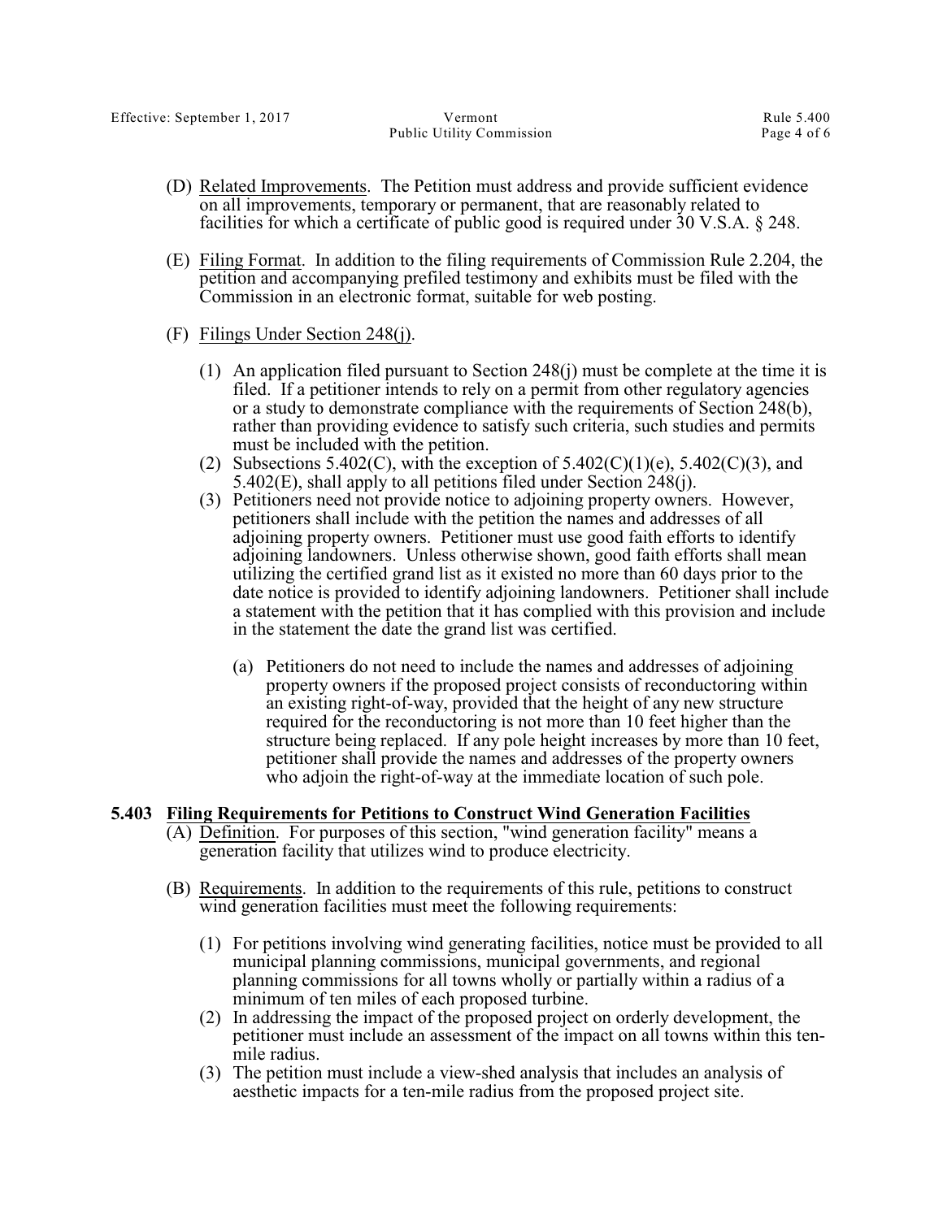(D) Related Improvements. The Petition must address and provide sufficient evidence on all improvements, temporary or permanent, that are reasonably related to facilities for which a certificate of public good is required under 30 V.S.A. § 248.

(E) Filing Format. In addition to the filing requirements of Commission Rule 2.204, the petition and accompanying prefiled testimony and exhibits must be filed with the Commission in an electronic format, suitable for web posting.

(F) Filings Under Section 248(j).

(1) An application filed pursuant to Section 248(j) must be complete at the time it is filed. If a petitioner intends to rely on a permit from other regulatory agencies or a study to demonstrate compliance with the requirements of Section 248(b), rather than providing evidence to satisfy such criteria, such studies and permits must be included with the petition.

(2) Subsections 5.402(C), with the exception of 5.402(C)(1)(e), 5.402(C)(3), and 5.402(E), shall apply to all petitions filed under Section 248(j).

(3) Petitioners need not provide notice to adjoining property owners. However, petitioners shall include with the petition the names and addresses of all adjoining property owners. Petitioner must use good faith efforts to identify adjoining landowners. Unless otherwise shown, good faith efforts shall mean utilizing the certified grand list as it existed no more than 60 days prior to the date notice is provided to identify adjoining landowners. Petitioner shall include a statement with the petition that it has complied with this provision and include in the statement the date the grand list was certified.

(a) Petitioners do not need to include the names and addresses of adjoining property owners if the proposed project consists of reconductoring within an existing right-of-way, provided that the height of any new structure required for the reconductoring is not more than 10 feet higher than the structure being replaced. If any pole height increases by more than 10 feet, petitioner shall provide the names and addresses of the property owners who adjoin the right-of-way at the immediate location of such pole.

## 5.403 Filing Requirements for Petitions to Construct Wind Generation Facilities

(A) Definition. For purposes of this section, "wind generation facility" means a generation facility that utilizes wind to produce electricity.

(B) Requirements. In addition to the requirements of this rule, petitions to construct wind generation facilities must meet the following requirements:

(1) For petitions involving wind generating facilities, notice must be provided to all municipal planning commissions, municipal governments, and regional planning commissions for all towns wholly or partially within a radius of a minimum of ten miles of each proposed turbine.

(2) In addressing the impact of the proposed project on orderly development, the petitioner must include an assessment of the impact on all towns within this ten-mile radius.

(3) The petition must include a view-shed analysis that includes an analysis of aesthetic impacts for a ten-mile radius from the proposed project site.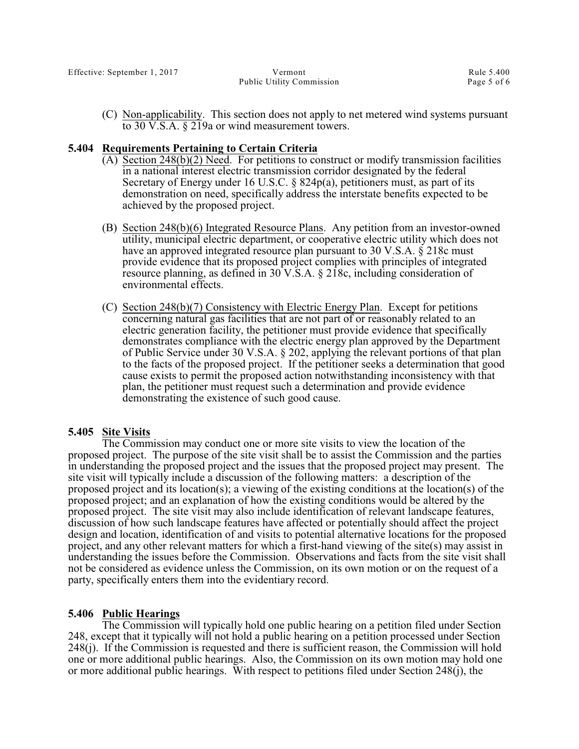(C) Non-applicability. This section does not apply to net metered wind systems pursuant to 30 V.S.A. § 219a or wind measurement towers.

## 5.404 Requirements Pertaining to Certain Criteria

(A) Section 248(b)(2) Need. For petitions to construct or modify transmission facilities in a national interest electric transmission corridor designated by the federal Secretary of Energy under 16 U.S.C. § 824p(a), petitioners must, as part of its demonstration on need, specifically address the interstate benefits expected to be achieved by the proposed project.

(B) Section 248(b)(6) Integrated Resource Plans. Any petition from an investor-owned utility, municipal electric department, or cooperative electric utility which does not have an approved integrated resource plan pursuant to 30 V.S.A. § 218c must provide evidence that its proposed project complies with principles of integrated resource planning, as defined in 30 V.S.A. § 218c, including consideration of environmental effects.

(C) Section 248(b)(7) Consistency with Electric Energy Plan. Except for petitions concerning natural gas facilities that are not part of or reasonably related to an electric generation facility, the petitioner must provide evidence that specifically demonstrates compliance with the electric energy plan approved by the Department of Public Service under 30 V.S.A. § 202, applying the relevant portions of that plan to the facts of the proposed project. If the petitioner seeks a determination that good cause exists to permit the proposed action notwithstanding inconsistency with that plan, the petitioner must request such a determination and provide evidence demonstrating the existence of such good cause.

## 5.405 Site Visits

The Commission may conduct one or more site visits to view the location of the proposed project. The purpose of the site visit shall be to assist the Commission and the parties in understanding the proposed project and the issues that the proposed project may present. The site visit will typically include a discussion of the following matters: a description of the proposed project and its location(s); a viewing of the existing conditions at the location(s) of the proposed project; and an explanation of how the existing conditions would be altered by the proposed project. The site visit may also include identification of relevant landscape features, discussion of how such landscape features have affected or potentially should affect the project design and location, identification of and visits to potential alternative locations for the proposed project, and any other relevant matters for which a first-hand viewing of the site(s) may assist in understanding the issues before the Commission. Observations and facts from the site visit shall not be considered as evidence unless the Commission, on its own motion or on the request of a party, specifically enters them into the evidentiary record.

## 5.406 Public Hearings

The Commission will typically hold one public hearing on a petition filed under Section 248, except that it typically will not hold a public hearing on a petition processed under Section 248(j). If the Commission is requested and there is sufficient reason, the Commission will hold one or more additional public hearings. Also, the Commission on its own motion may hold one or more additional public hearings. With respect to petitions filed under Section 248(j), the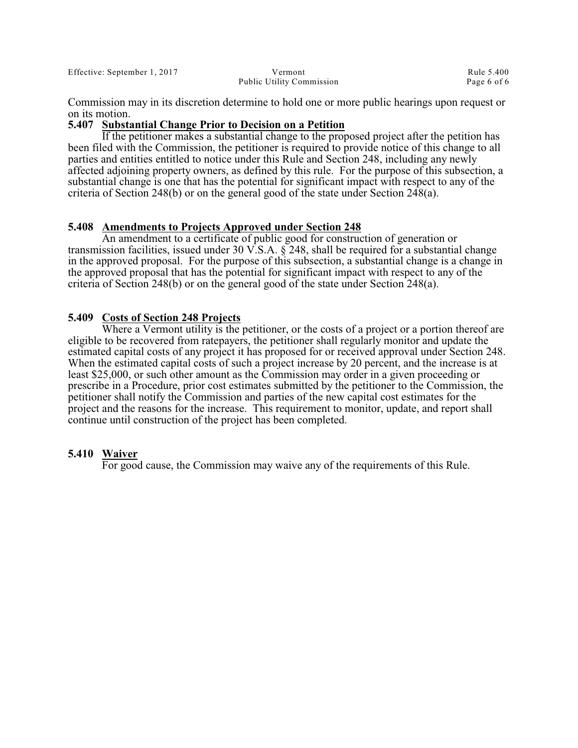Commission may in its discretion determine to hold one or more public hearings upon request or on its motion.

### 5.407 Substantial Change Prior to Decision on a Petition

If the petitioner makes a substantial change to the proposed project after the petition has been filed with the Commission, the petitioner is required to provide notice of this change to all parties and entities entitled to notice under this Rule and Section 248, including any newly affected adjoining property owners, as defined by this rule. For the purpose of this subsection, a substantial change is one that has the potential for significant impact with respect to any of the criteria of Section 248(b) or on the general good of the state under Section 248(a).

### 5.408 Amendments to Projects Approved under Section 248

An amendment to a certificate of public good for construction of generation or transmission facilities, issued under 30 V.S.A. § 248, shall be required for a substantial change in the approved proposal. For the purpose of this subsection, a substantial change is a change in the approved proposal that has the potential for significant impact with respect to any of the criteria of Section 248(b) or on the general good of the state under Section 248(a).

### 5.409 Costs of Section 248 Projects

Where a Vermont utility is the petitioner, or the costs of a project or a portion thereof are eligible to be recovered from ratepayers, the petitioner shall regularly monitor and update the estimated capital costs of any project it has proposed for or received approval under Section 248. When the estimated capital costs of such a project increase by 20 percent, and the increase is at least $25,000, or such other amount as the Commission may order in a given proceeding or prescribe in a Procedure, prior cost estimates submitted by the petitioner to the Commission, the petitioner shall notify the Commission and parties of the new capital cost estimates for the project and the reasons for the increase. This requirement to monitor, update, and report shall continue until construction of the project has been completed.

### 5.410 Waiver

For good cause, the Commission may waive any of the requirements of this Rule.